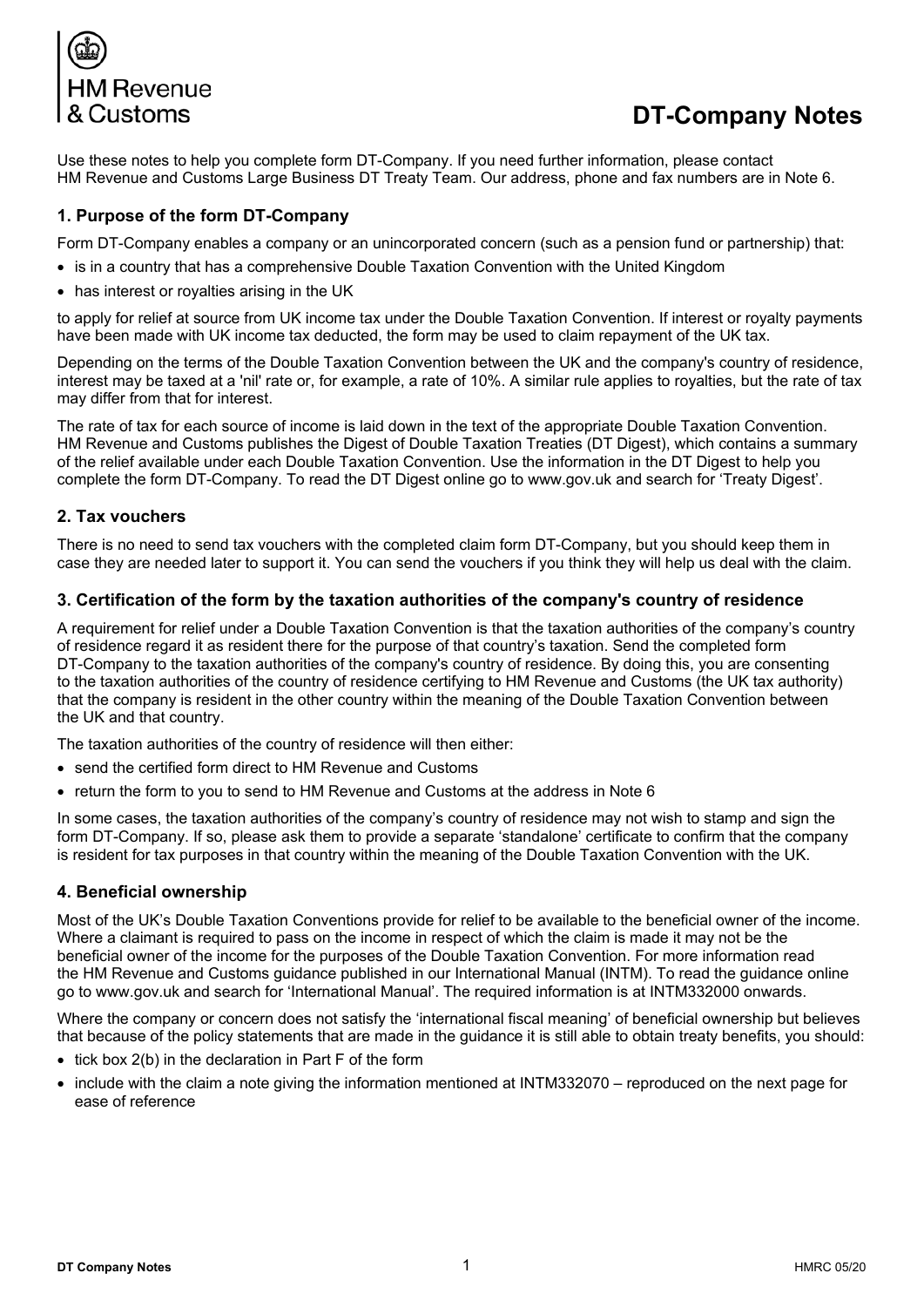HM Revenue & Customs

# DT-Company Notes

Use these notes to help you complete form DT-Company. If you need further information, please contact HM Revenue and Customs Large Business DT Treaty Team. Our address, phone and fax numbers are in Note 6.

## 1. Purpose of the form DT-Company

Form DT-Company enables a company or an unincorporated concern (such as a pension fund or partnership) that:

- is in a country that has a comprehensive Double Taxation Convention with the United Kingdom
- has interest or royalties arising in the UK

to apply for relief at source from UK income tax under the Double Taxation Convention. If interest or royalty payments have been made with UK income tax deducted, the form may be used to claim repayment of the UK tax.

Depending on the terms of the Double Taxation Convention between the UK and the company's country of residence, interest may be taxed at a 'nil' rate or, for example, a rate of 10%. A similar rule applies to royalties, but the rate of tax may differ from that for interest.

The rate of tax for each source of income is laid down in the text of the appropriate Double Taxation Convention. HM Revenue and Customs publishes the Digest of Double Taxation Treaties (DT Digest), which contains a summary of the relief available under each Double Taxation Convention. Use the information in the DT Digest to help you complete the form DT-Company. To read the DT Digest online go to www.gov.uk and search for 'Treaty Digest'.

## 2. Tax vouchers

There is no need to send tax vouchers with the completed claim form DT-Company, but you should keep them in case they are needed later to support it. You can send the vouchers if you think they will help us deal with the claim.

## 3. Certification of the form by the taxation authorities of the company's country of residence

A requirement for relief under a Double Taxation Convention is that the taxation authorities of the company's country of residence regard it as resident there for the purpose of that country's taxation. Send the completed form DT-Company to the taxation authorities of the company's country of residence. By doing this, you are consenting to the taxation authorities of the country of residence certifying to HM Revenue and Customs (the UK tax authority) that the company is resident in the other country within the meaning of the Double Taxation Convention between the UK and that country.

The taxation authorities of the country of residence will then either:

- send the certified form direct to HM Revenue and Customs
- return the form to you to send to HM Revenue and Customs at the address in Note 6

In some cases, the taxation authorities of the company's country of residence may not wish to stamp and sign the form DT-Company. If so, please ask them to provide a separate 'standalone' certificate to confirm that the company is resident for tax purposes in that country within the meaning of the Double Taxation Convention with the UK.

## 4. Beneficial ownership

Most of the UK's Double Taxation Conventions provide for relief to be available to the beneficial owner of the income. Where a claimant is required to pass on the income in respect of which the claim is made it may not be the beneficial owner of the income for the purposes of the Double Taxation Convention. For more information read the HM Revenue and Customs guidance published in our International Manual (INTM). To read the guidance online go to www.gov.uk and search for 'International Manual'. The required information is at INTM332000 onwards.

Where the company or concern does not satisfy the 'international fiscal meaning' of beneficial ownership but believes that because of the policy statements that are made in the guidance it is still able to obtain treaty benefits, you should:

- tick box 2(b) in the declaration in Part F of the form
- include with the claim a note giving the information mentioned at INTM332070 – reproduced on the next page for ease of reference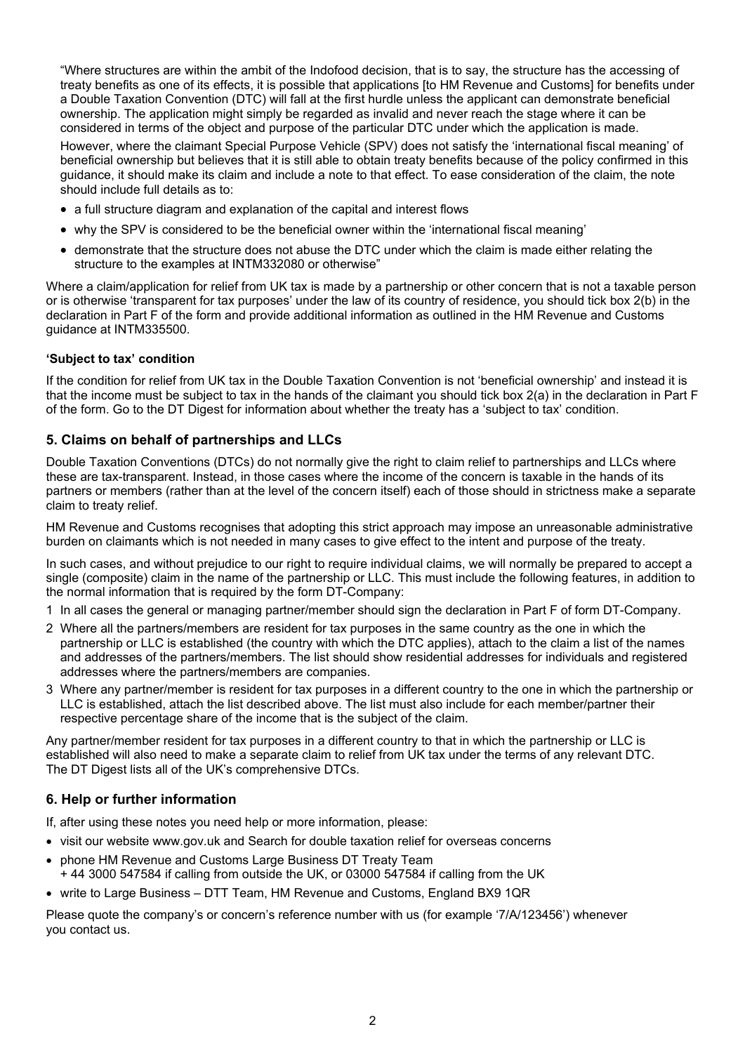"Where structures are within the ambit of the Indofood decision, that is to say, the structure has the accessing of treaty benefits as one of its effects, it is possible that applications [to HM Revenue and Customs] for benefits under a Double Taxation Convention (DTC) will fall at the first hurdle unless the applicant can demonstrate beneficial ownership. The application might simply be regarded as invalid and never reach the stage where it can be considered in terms of the object and purpose of the particular DTC under which the application is made.

However, where the claimant Special Purpose Vehicle (SPV) does not satisfy the 'international fiscal meaning' of beneficial ownership but believes that it is still able to obtain treaty benefits because of the policy confirmed in this guidance, it should make its claim and include a note to that effect. To ease consideration of the claim, the note should include full details as to:

- a full structure diagram and explanation of the capital and interest flows
- why the SPV is considered to be the beneficial owner within the 'international fiscal meaning'
- demonstrate that the structure does not abuse the DTC under which the claim is made either relating the structure to the examples at INTM332080 or otherwise"

Where a claim/application for relief from UK tax is made by a partnership or other concern that is not a taxable person or is otherwise 'transparent for tax purposes' under the law of its country of residence, you should tick box 2(b) in the declaration in Part F of the form and provide additional information as outlined in the HM Revenue and Customs guidance at INTM335500.

**'Subject to tax' condition**

If the condition for relief from UK tax in the Double Taxation Convention is not 'beneficial ownership' and instead it is that the income must be subject to tax in the hands of the claimant you should tick box 2(a) in the declaration in Part F of the form. Go to the DT Digest for information about whether the treaty has a 'subject to tax' condition.

## 5. Claims on behalf of partnerships and LLCs

Double Taxation Conventions (DTCs) do not normally give the right to claim relief to partnerships and LLCs where these are tax-transparent. Instead, in those cases where the income of the concern is taxable in the hands of its partners or members (rather than at the level of the concern itself) each of those should in strictness make a separate claim to treaty relief.

HM Revenue and Customs recognises that adopting this strict approach may impose an unreasonable administrative burden on claimants which is not needed in many cases to give effect to the intent and purpose of the treaty.

In such cases, and without prejudice to our right to require individual claims, we will normally be prepared to accept a single (composite) claim in the name of the partnership or LLC. This must include the following features, in addition to the normal information that is required by the form DT-Company:

1 In all cases the general or managing partner/member should sign the declaration in Part F of form DT-Company.

2 Where all the partners/members are resident for tax purposes in the same country as the one in which the partnership or LLC is established (the country with which the DTC applies), attach to the claim a list of the names and addresses of the partners/members. The list should show residential addresses for individuals and registered addresses where the partners/members are companies.

3 Where any partner/member is resident for tax purposes in a different country to the one in which the partnership or LLC is established, attach the list described above. The list must also include for each member/partner their respective percentage share of the income that is the subject of the claim.

Any partner/member resident for tax purposes in a different country to that in which the partnership or LLC is established will also need to make a separate claim to relief from UK tax under the terms of any relevant DTC. The DT Digest lists all of the UK's comprehensive DTCs.

## 6. Help or further information

If, after using these notes you need help or more information, please:

- visit our website www.gov.uk and Search for double taxation relief for overseas concerns
- phone HM Revenue and Customs Large Business DT Treaty Team
  + 44 3000 547584 if calling from outside the UK, or 03000 547584 if calling from the UK
- write to Large Business – DTT Team, HM Revenue and Customs, England BX9 1QR

Please quote the company's or concern's reference number with us (for example '7/A/123456') whenever you contact us.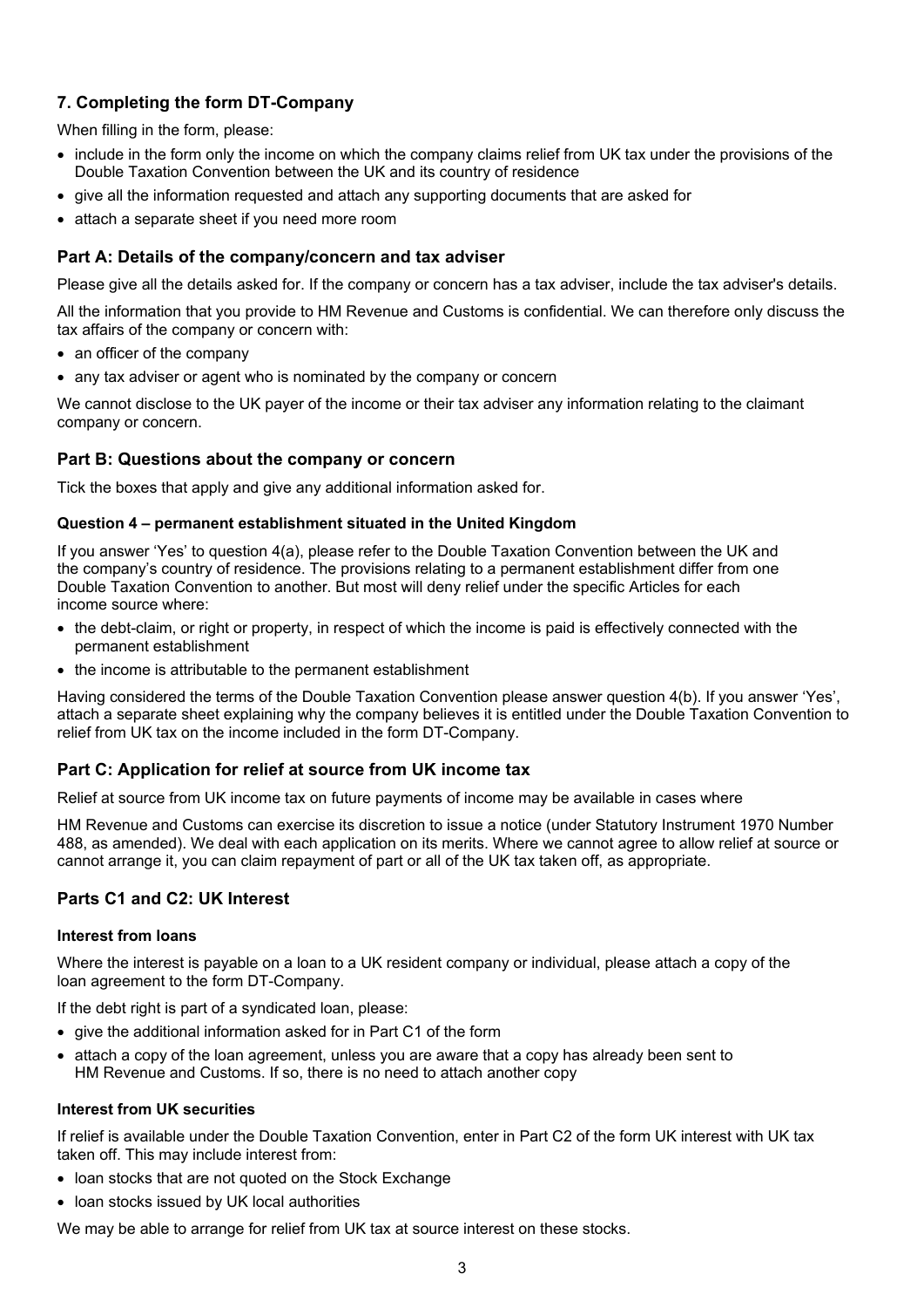## 7. Completing the form DT-Company

When filling in the form, please:

- include in the form only the income on which the company claims relief from UK tax under the provisions of the Double Taxation Convention between the UK and its country of residence
- give all the information requested and attach any supporting documents that are asked for
- attach a separate sheet if you need more room

### Part A: Details of the company/concern and tax adviser

Please give all the details asked for. If the company or concern has a tax adviser, include the tax adviser's details.

All the information that you provide to HM Revenue and Customs is confidential. We can therefore only discuss the tax affairs of the company or concern with:

- an officer of the company
- any tax adviser or agent who is nominated by the company or concern

We cannot disclose to the UK payer of the income or their tax adviser any information relating to the claimant company or concern.

### Part B: Questions about the company or concern

Tick the boxes that apply and give any additional information asked for.

#### Question 4 – permanent establishment situated in the United Kingdom

If you answer 'Yes' to question 4(a), please refer to the Double Taxation Convention between the UK and the company's country of residence. The provisions relating to a permanent establishment differ from one Double Taxation Convention to another. But most will deny relief under the specific Articles for each income source where:

- the debt-claim, or right or property, in respect of which the income is paid is effectively connected with the permanent establishment
- the income is attributable to the permanent establishment

Having considered the terms of the Double Taxation Convention please answer question 4(b). If you answer 'Yes', attach a separate sheet explaining why the company believes it is entitled under the Double Taxation Convention to relief from UK tax on the income included in the form DT-Company.

### Part C: Application for relief at source from UK income tax

Relief at source from UK income tax on future payments of income may be available in cases where

HM Revenue and Customs can exercise its discretion to issue a notice (under Statutory Instrument 1970 Number 488, as amended). We deal with each application on its merits. Where we cannot agree to allow relief at source or cannot arrange it, you can claim repayment of part or all of the UK tax taken off, as appropriate.

### Parts C1 and C2: UK Interest

#### Interest from loans

Where the interest is payable on a loan to a UK resident company or individual, please attach a copy of the loan agreement to the form DT-Company.

If the debt right is part of a syndicated loan, please:

- give the additional information asked for in Part C1 of the form
- attach a copy of the loan agreement, unless you are aware that a copy has already been sent to HM Revenue and Customs. If so, there is no need to attach another copy

#### Interest from UK securities

If relief is available under the Double Taxation Convention, enter in Part C2 of the form UK interest with UK tax taken off. This may include interest from:

- loan stocks that are not quoted on the Stock Exchange
- loan stocks issued by UK local authorities

We may be able to arrange for relief from UK tax at source interest on these stocks.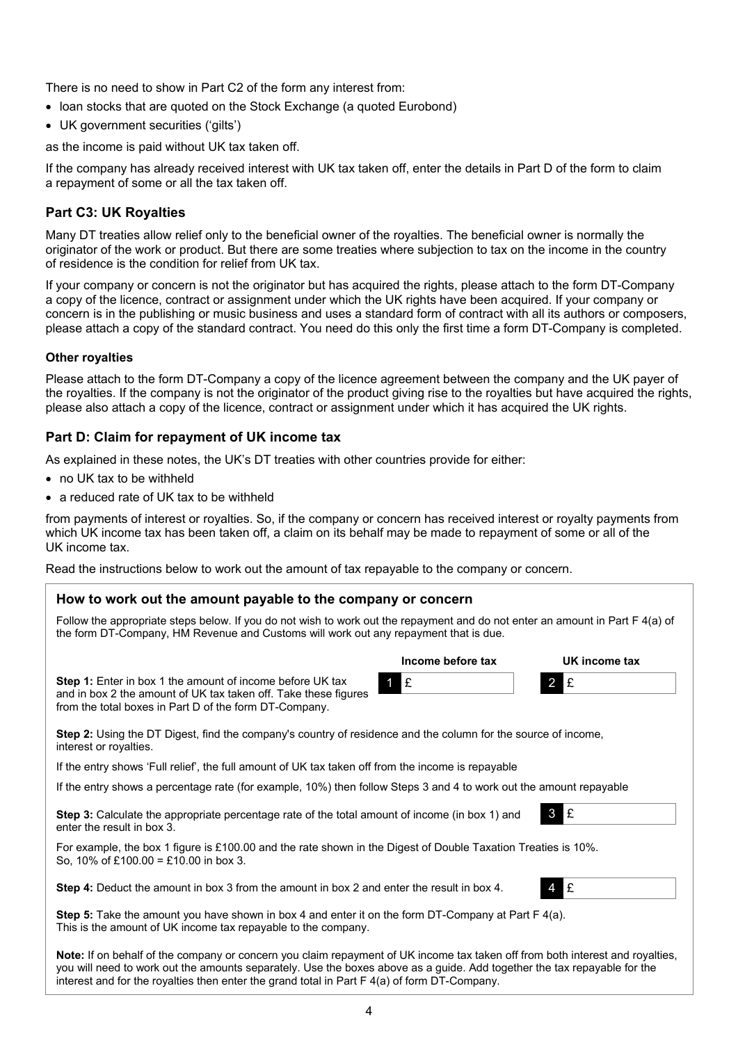There is no need to show in Part C2 of the form any interest from:

- loan stocks that are quoted on the Stock Exchange (a quoted Eurobond)
- UK government securities ('gilts')

as the income is paid without UK tax taken off.

If the company has already received interest with UK tax taken off, enter the details in Part D of the form to claim a repayment of some or all the tax taken off.

### Part C3: UK Royalties

Many DT treaties allow relief only to the beneficial owner of the royalties. The beneficial owner is normally the originator of the work or product. But there are some treaties where subjection to tax on the income in the country of residence is the condition for relief from UK tax.

If your company or concern is not the originator but has acquired the rights, please attach to the form DT-Company a copy of the licence, contract or assignment under which the UK rights have been acquired. If your company or concern is in the publishing or music business and uses a standard form of contract with all its authors or composers, please attach a copy of the standard contract. You need do this only the first time a form DT-Company is completed.

#### Other royalties

Please attach to the form DT-Company a copy of the licence agreement between the company and the UK payer of the royalties. If the company is not the originator of the product giving rise to the royalties but have acquired the rights, please also attach a copy of the licence, contract or assignment under which it has acquired the UK rights.

### Part D: Claim for repayment of UK income tax

As explained in these notes, the UK's DT treaties with other countries provide for either:

- no UK tax to be withheld
- a reduced rate of UK tax to be withheld

from payments of interest or royalties. So, if the company or concern has received interest or royalty payments from which UK income tax has been taken off, a claim on its behalf may be made to repayment of some or all of the UK income tax.

Read the instructions below to work out the amount of tax repayable to the company or concern.

#### How to work out the amount payable to the company or concern

Follow the appropriate steps below. If you do not wish to work out the repayment and do not enter an amount in Part F 4(a) of the form DT-Company, HM Revenue and Customs will work out any repayment that is due.

| | Income before tax | UK income tax |
|---|---|---|
| **Step 1:** Enter in box 1 the amount of income before UK tax and in box 2 the amount of UK tax taken off. Take these figures from the total boxes in Part D of the form DT-Company. | 1 £ | 2 £ |

**Step 2:** Using the DT Digest, find the company's country of residence and the column for the source of income, interest or royalties.

If the entry shows 'Full relief', the full amount of UK tax taken off from the income is repayable

If the entry shows a percentage rate (for example, 10%) then follow Steps 3 and 4 to work out the amount repayable

**Step 3:** Calculate the appropriate percentage rate of the total amount of income (in box 1) and enter the result in box 3. 3 £

For example, the box 1 figure is £100.00 and the rate shown in the Digest of Double Taxation Treaties is 10%. So, 10% of £100.00 = £10.00 in box 3.

**Step 4:** Deduct the amount in box 3 from the amount in box 2 and enter the result in box 4. 4 £

**Step 5:** Take the amount you have shown in box 4 and enter it on the form DT-Company at Part F 4(a). This is the amount of UK income tax repayable to the company.

**Note:** If on behalf of the company or concern you claim repayment of UK income tax taken off from both interest and royalties, you will need to work out the amounts separately. Use the boxes above as a guide. Add together the tax repayable for the interest and for the royalties then enter the grand total in Part F 4(a) of form DT-Company.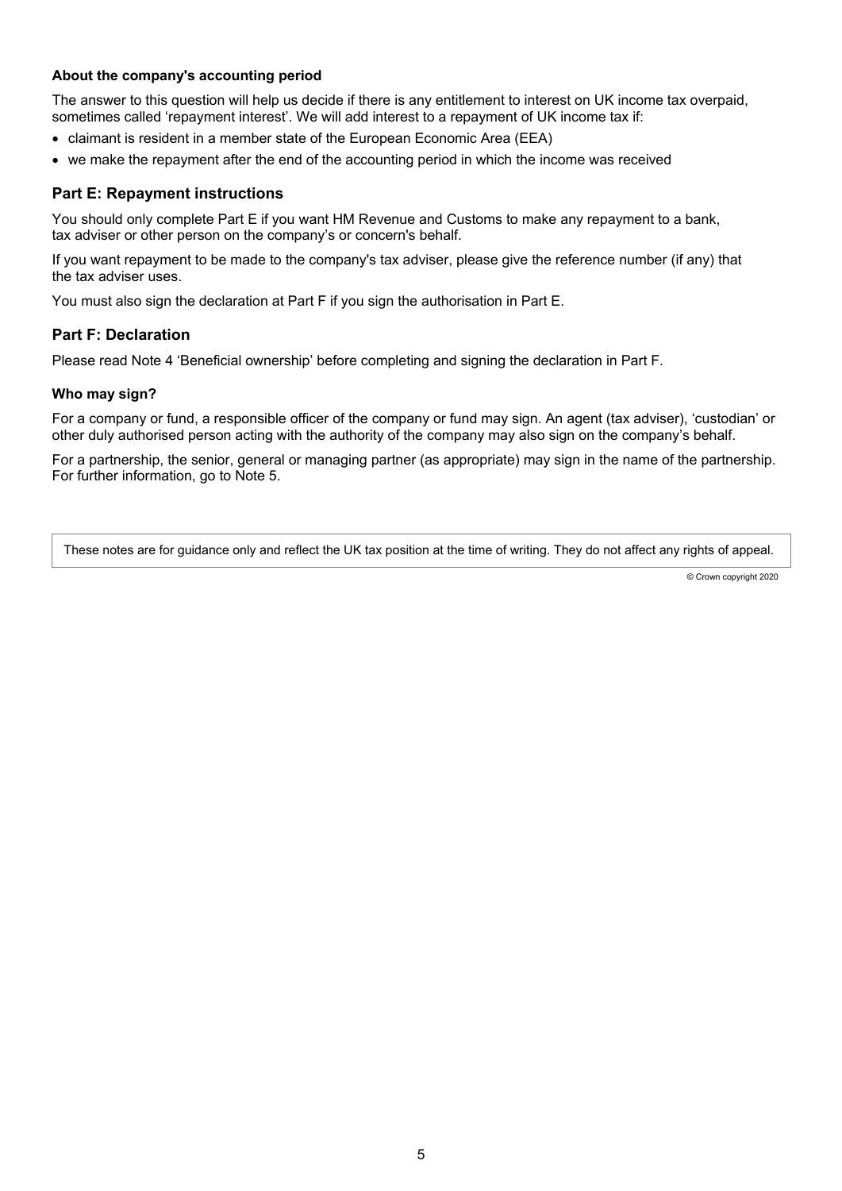### About the company's accounting period

The answer to this question will help us decide if there is any entitlement to interest on UK income tax overpaid, sometimes called 'repayment interest'. We will add interest to a repayment of UK income tax if:

- claimant is resident in a member state of the European Economic Area (EEA)
- we make the repayment after the end of the accounting period in which the income was received

## Part E: Repayment instructions

You should only complete Part E if you want HM Revenue and Customs to make any repayment to a bank, tax adviser or other person on the company's or concern's behalf.

If you want repayment to be made to the company's tax adviser, please give the reference number (if any) that the tax adviser uses.

You must also sign the declaration at Part F if you sign the authorisation in Part E.

## Part F: Declaration

Please read Note 4 'Beneficial ownership' before completing and signing the declaration in Part F.

### Who may sign?

For a company or fund, a responsible officer of the company or fund may sign. An agent (tax adviser), 'custodian' or other duly authorised person acting with the authority of the company may also sign on the company's behalf.

For a partnership, the senior, general or managing partner (as appropriate) may sign in the name of the partnership. For further information, go to Note 5.

These notes are for guidance only and reflect the UK tax position at the time of writing. They do not affect any rights of appeal.

© Crown copyright 2020